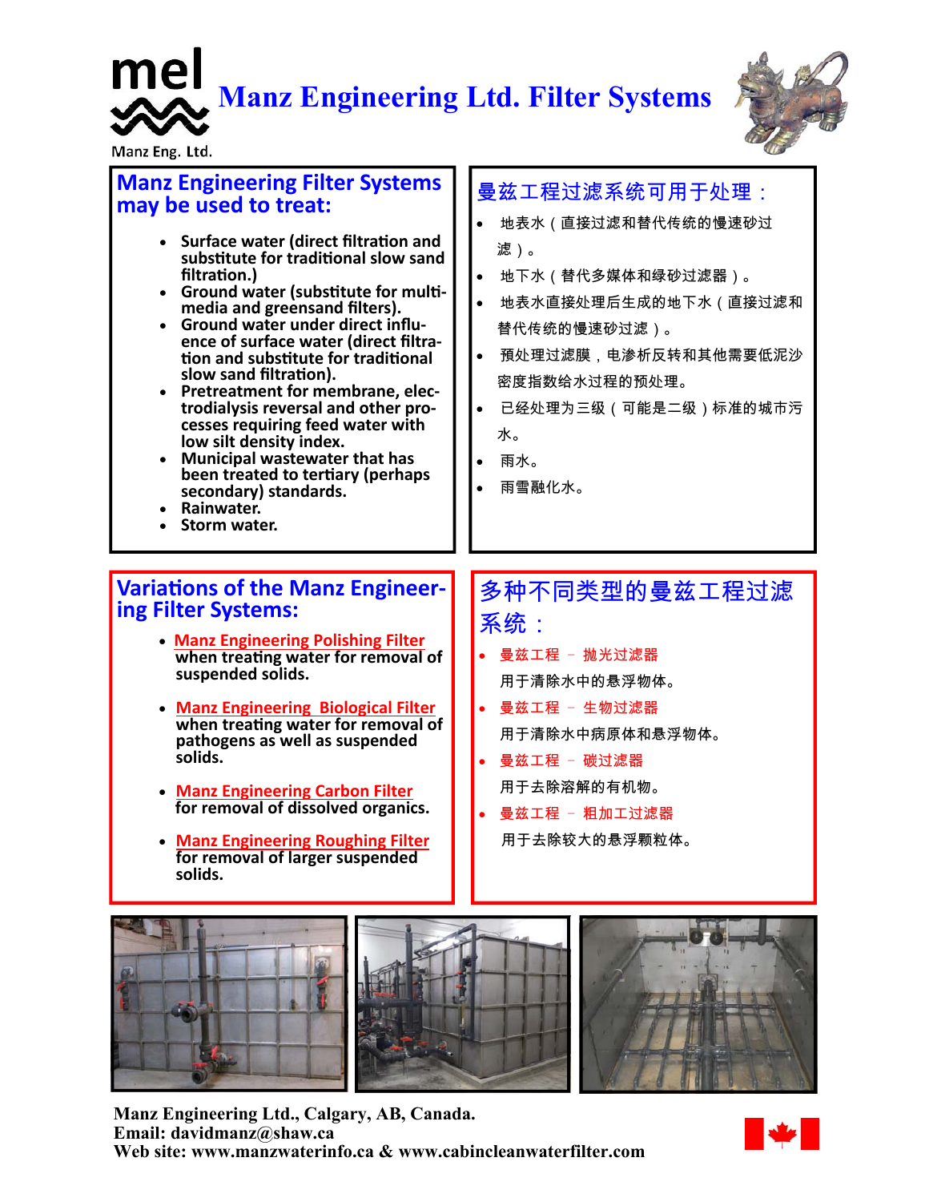mel

Manz Eng. Ltd.

# Manz Engineering Ltd. Filter Systems

## Manz Engineering Filter Systems may be used to treat:

- Surface water (direct filtration and substitute for traditional slow sand filtration.)
- Ground water (substitute for multi-media and greensand filters).
- Ground water under direct influence of surface water (direct filtration and substitute for traditional slow sand filtration).
- Pretreatment for membrane, electrodialysis reversal and other processes requiring feed water with low silt density index.
- Municipal wastewater that has been treated to tertiary (perhaps secondary) standards.
- Rainwater.
- Storm water.

## 曼兹工程过滤系统可用于处理：

- 地表水（直接过滤和替代传统的慢速砂过滤）。
- 地下水（替代多媒体和绿砂过滤器）。
- 地表水直接处理后生成的地下水（直接过滤和替代传统的慢速砂过滤）。
- 预处理过滤膜，电渗析反转和其他需要低泥沙密度指数给水过程的预处理。
- 已经处理为三级（可能是二级）标准的城市污水。
- 雨水。
- 雨雪融化水。

## Variations of the Manz Engineering Filter Systems:

- **Manz Engineering Polishing Filter** when treating water for removal of suspended solids.
- **Manz Engineering Biological Filter** when treating water for removal of pathogens as well as suspended solids.
- **Manz Engineering Carbon Filter** for removal of dissolved organics.
- **Manz Engineering Roughing Filter** for removal of larger suspended solids.

## 多种不同类型的曼兹工程过滤系统：

- **曼兹工程 – 抛光过滤器**
  用于清除水中的悬浮物体。
- **曼兹工程 – 生物过滤器**
  用于清除水中病原体和悬浮物体。
- **曼兹工程 – 碳过滤器**
  用于去除溶解的有机物。
- **曼兹工程 – 粗加工过滤器**
  用于去除较大的悬浮颗粒体。

Manz Engineering Ltd., Calgary, AB, Canada.
Email: davidmanz@shaw.ca
Web site: www.manzwaterinfo.ca & www.cabincleanwaterfilter.com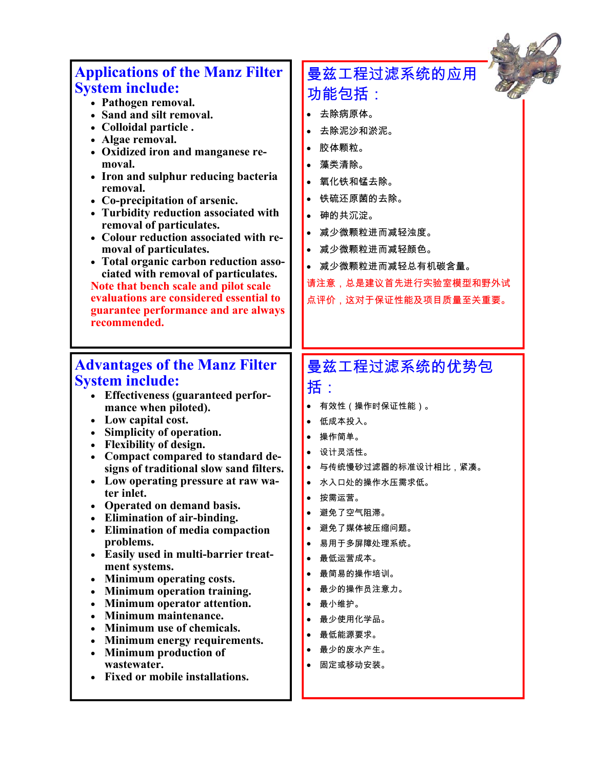## Applications of the Manz Filter System include:

- Pathogen removal.
- Sand and silt removal.
- Colloidal particle .
- Algae removal.
- Oxidized iron and manganese removal.
- Iron and sulphur reducing bacteria removal.
- Co-precipitation of arsenic.
- Turbidity reduction associated with removal of particulates.
- Colour reduction associated with removal of particulates.
- Total organic carbon reduction associated with removal of particulates.

**Note that bench scale and pilot scale evaluations are considered essential to guarantee performance and are always recommended.**

## 曼兹工程过滤系统的应用功能包括：

- 去除病原体。
- 去除泥沙和淤泥。
- 胶体颗粒。
- 藻类清除。
- 氧化铁和锰去除。
- 铁硫还原菌的去除。
- 砷的共沉淀。
- 减少微颗粒进而减轻浊度。
- 减少微颗粒进而减轻颜色。
- 减少微颗粒进而减轻总有机碳含量。

请注意，总是建议首先进行实验室模型和野外试点评价，这对于保证性能及项目质量至关重要。

## Advantages of the Manz Filter System include:

- Effectiveness (guaranteed performance when piloted).
- Low capital cost.
- Simplicity of operation.
- Flexibility of design.
- Compact compared to standard designs of traditional slow sand filters.
- Low operating pressure at raw water inlet.
- Operated on demand basis.
- Elimination of air-binding.
- Elimination of media compaction problems.
- Easily used in multi-barrier treatment systems.
- Minimum operating costs.
- Minimum operation training.
- Minimum operator attention.
- Minimum maintenance.
- Minimum use of chemicals.
- Minimum energy requirements.
- Minimum production of wastewater.
- Fixed or mobile installations.

## 曼兹工程过滤系统的优势包括：

- 有效性（操作时保证性能）。
- 低成本投入。
- 操作简单。
- 设计灵活性。
- 与传统慢砂过滤器的标准设计相比，紧凑。
- 水入口处的操作水压需求低。
- 按需运营。
- 避免了空气阻滞。
- 避免了媒体被压缩问题。
- 易用于多屏障处理系统。
- 最低运营成本。
- 最简易的操作培训。
- 最少的操作员注意力。
- 最小维护。
- 最少使用化学品。
- 最低能源要求。
- 最少的废水产生。
- 固定或移动安装。